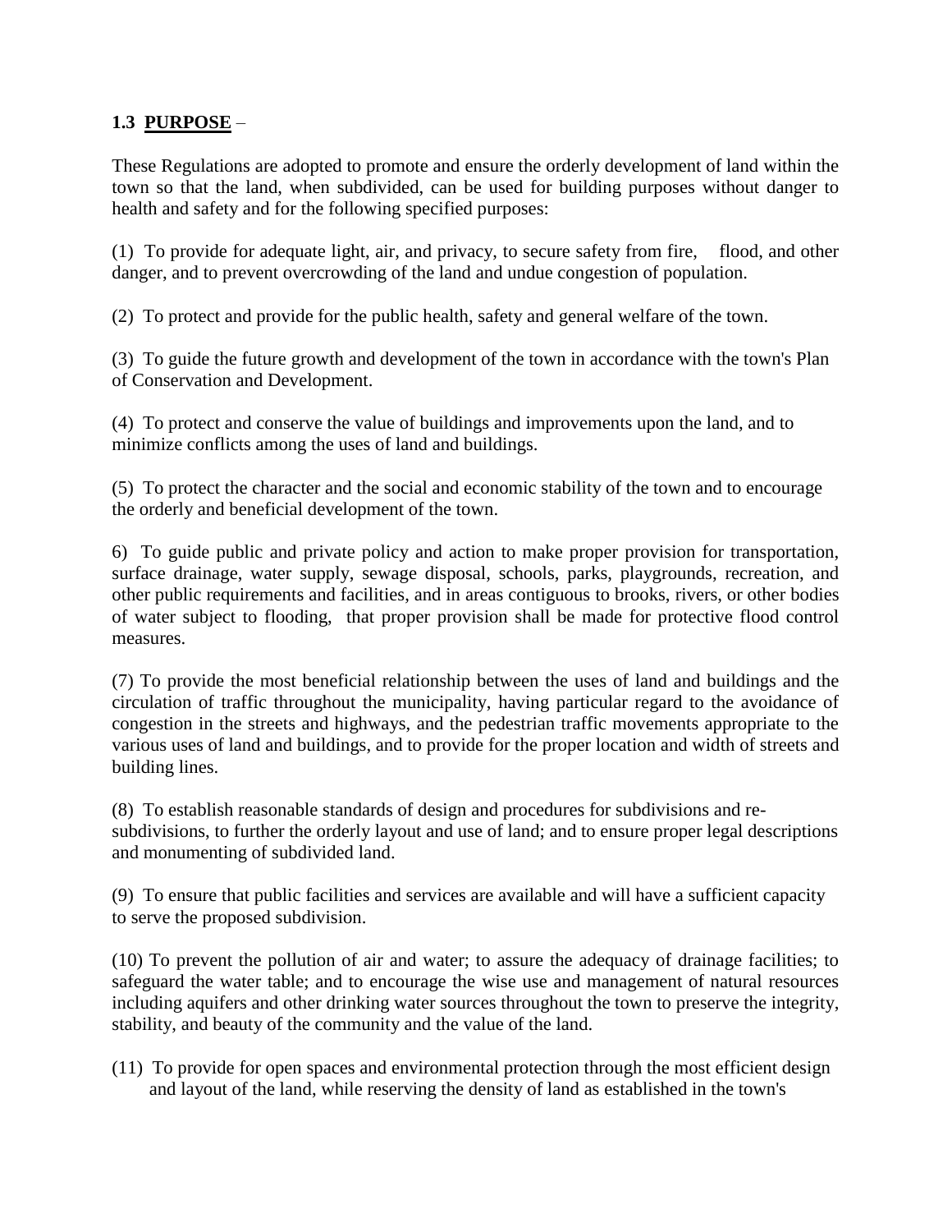**1.3 PURPOSE** –

These Regulations are adopted to promote and ensure the orderly development of land within the town so that the land, when subdivided, can be used for building purposes without danger to health and safety and for the following specified purposes:

(1) To provide for adequate light, air, and privacy, to secure safety from fire, flood, and other danger, and to prevent overcrowding of the land and undue congestion of population.

(2) To protect and provide for the public health, safety and general welfare of the town.

(3) To guide the future growth and development of the town in accordance with the town's Plan of Conservation and Development.

(4) To protect and conserve the value of buildings and improvements upon the land, and to minimize conflicts among the uses of land and buildings.

(5) To protect the character and the social and economic stability of the town and to encourage the orderly and beneficial development of the town.

6) To guide public and private policy and action to make proper provision for transportation, surface drainage, water supply, sewage disposal, schools, parks, playgrounds, recreation, and other public requirements and facilities, and in areas contiguous to brooks, rivers, or other bodies of water subject to flooding, that proper provision shall be made for protective flood control measures.

(7) To provide the most beneficial relationship between the uses of land and buildings and the circulation of traffic throughout the municipality, having particular regard to the avoidance of congestion in the streets and highways, and the pedestrian traffic movements appropriate to the various uses of land and buildings, and to provide for the proper location and width of streets and building lines.

(8) To establish reasonable standards of design and procedures for subdivisions and re-subdivisions, to further the orderly layout and use of land; and to ensure proper legal descriptions and monumenting of subdivided land.

(9) To ensure that public facilities and services are available and will have a sufficient capacity to serve the proposed subdivision.

(10) To prevent the pollution of air and water; to assure the adequacy of drainage facilities; to safeguard the water table; and to encourage the wise use and management of natural resources including aquifers and other drinking water sources throughout the town to preserve the integrity, stability, and beauty of the community and the value of the land.

(11) To provide for open spaces and environmental protection through the most efficient design and layout of the land, while reserving the density of land as established in the town's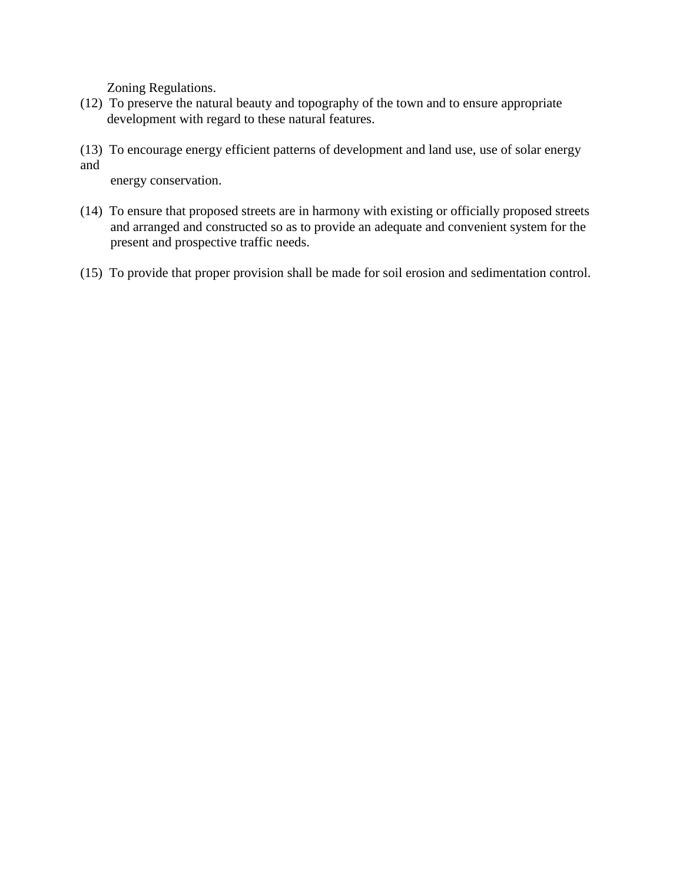Zoning Regulations.

(12) To preserve the natural beauty and topography of the town and to ensure appropriate development with regard to these natural features.

(13) To encourage energy efficient patterns of development and land use, use of solar energy and energy conservation.

(14) To ensure that proposed streets are in harmony with existing or officially proposed streets and arranged and constructed so as to provide an adequate and convenient system for the present and prospective traffic needs.

(15) To provide that proper provision shall be made for soil erosion and sedimentation control.